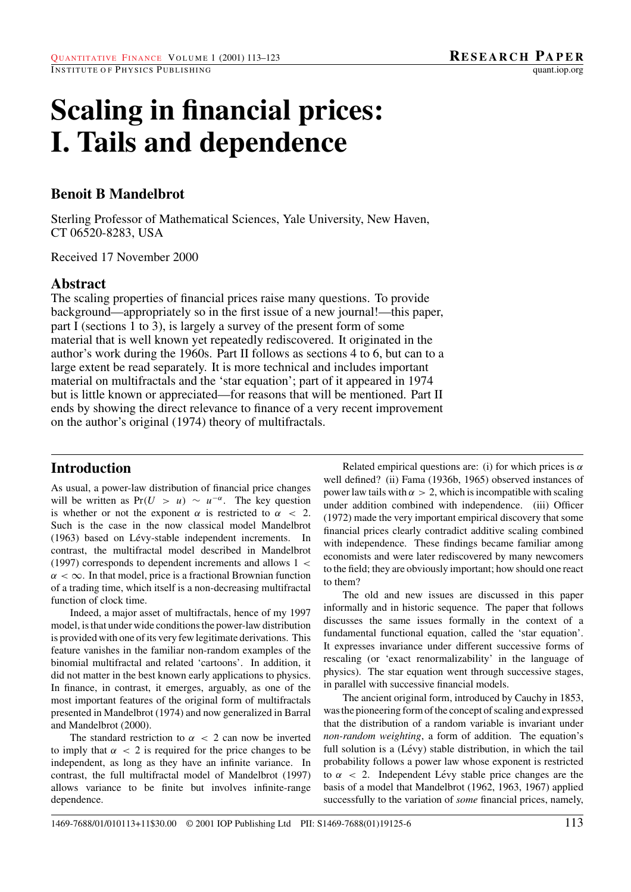# Scaling in financial prices: I. Tails and dependence

## Benoit B Mandelbrot

Sterling Professor of Mathematical Sciences, Yale University, New Haven, CT 06520-8283, USA

Received 17 November 2000

## Abstract

The scaling properties of financial prices raise many questions. To provide background—appropriately so in the first issue of a new journal!—this paper, part I (sections 1 to 3), is largely a survey of the present form of some material that is well known yet repeatedly rediscovered. It originated in the author's work during the 1960s. Part II follows as sections 4 to 6, but can to a large extent be read separately. It is more technical and includes important material on multifractals and the 'star equation'; part of it appeared in 1974 but is little known or appreciated—for reasons that will be mentioned. Part II ends by showing the direct relevance to finance of a very recent improvement on the author's original (1974) theory of multifractals.

## Introduction

As usual, a power-law distribution of financial price changes will be written as $\Pr(U > u) \sim u^{-\alpha}$. The key question is whether or not the exponent $\alpha$ is restricted to $\alpha < 2$. Such is the case in the now classical model Mandelbrot (1963) based on Lévy-stable independent increments. In contrast, the multifractal model described in Mandelbrot (1997) corresponds to dependent increments and allows $1 < \alpha < \infty$. In that model, price is a fractional Brownian function of a trading time, which itself is a non-decreasing multifractal function of clock time.

Indeed, a major asset of multifractals, hence of my 1997 model, is that under wide conditions the power-law distribution is provided with one of its very few legitimate derivations. This feature vanishes in the familiar non-random examples of the binomial multifractal and related 'cartoons'. In addition, it did not matter in the best known early applications to physics. In finance, in contrast, it emerges, arguably, as one of the most important features of the original form of multifractals presented in Mandelbrot (1974) and now generalized in Barral and Mandelbrot (2000).

The standard restriction to $\alpha < 2$ can now be inverted to imply that $\alpha < 2$ is required for the price changes to be independent, as long as they have an infinite variance. In contrast, the full multifractal model of Mandelbrot (1997) allows variance to be finite but involves infinite-range dependence.

Related empirical questions are: (i) for which prices is $\alpha$ well defined? (ii) Fama (1936b, 1965) observed instances of power law tails with $\alpha > 2$, which is incompatible with scaling under addition combined with independence. (iii) Officer (1972) made the very important empirical discovery that some financial prices clearly contradict additive scaling combined with independence. These findings became familiar among economists and were later rediscovered by many newcomers to the field; they are obviously important; how should one react to them?

The old and new issues are discussed in this paper informally and in historic sequence. The paper that follows discusses the same issues formally in the context of a fundamental functional equation, called the 'star equation'. It expresses invariance under different successive forms of rescaling (or 'exact renormalizability' in the language of physics). The star equation went through successive stages, in parallel with successive financial models.

The ancient original form, introduced by Cauchy in 1853, was the pioneering form of the concept of scaling and expressed that the distribution of a random variable is invariant under *non-random weighting*, a form of addition. The equation's full solution is a (Lévy) stable distribution, in which the tail probability follows a power law whose exponent is restricted to $\alpha < 2$. Independent Lévy stable price changes are the basis of a model that Mandelbrot (1962, 1963, 1967) applied successfully to the variation of *some* financial prices, namely,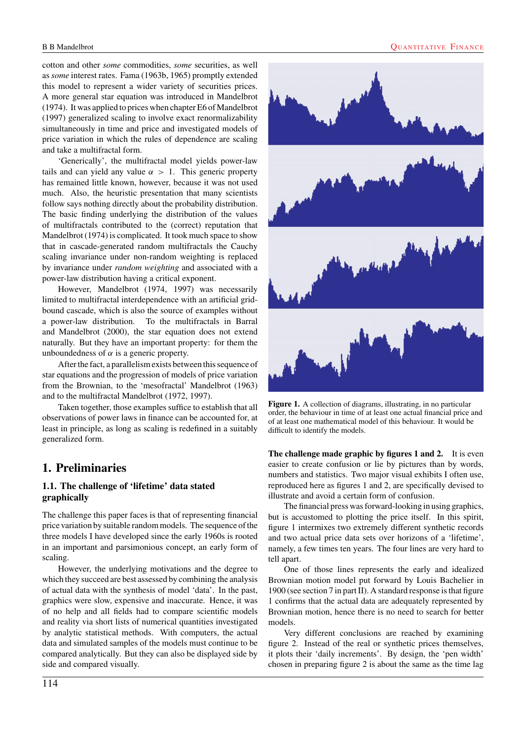cotton and other *some* commodities, *some* securities, as well as *some* interest rates. Fama (1963b, 1965) promptly extended this model to represent a wider variety of securities prices. A more general star equation was introduced in Mandelbrot (1974). It was applied to prices when chapter E6 of Mandelbrot (1997) generalized scaling to involve exact renormalizability simultaneously in time and price and investigated models of price variation in which the rules of dependence are scaling and take a multifractal form.

'Generically', the multifractal model yields power-law tails and can yield any value $\alpha > 1$. This generic property has remained little known, however, because it was not used much. Also, the heuristic presentation that many scientists follow says nothing directly about the probability distribution. The basic finding underlying the distribution of the values of multifractals contributed to the (correct) reputation that Mandelbrot (1974) is complicated. It took much space to show that in cascade-generated random multifractals the Cauchy scaling invariance under non-random weighting is replaced by invariance under *random weighting* and associated with a power-law distribution having a critical exponent.

However, Mandelbrot (1974, 1997) was necessarily limited to multifractal interdependence with an artificial grid-bound cascade, which is also the source of examples without a power-law distribution. To the multifractals in Barral and Mandelbrot (2000), the star equation does not extend naturally. But they have an important property: for them the unboundedness of $\alpha$ is a generic property.

After the fact, a parallelism exists between this sequence of star equations and the progression of models of price variation from the Brownian, to the 'mesofractal' Mandelbrot (1963) and to the multifractal Mandelbrot (1972, 1997).

Taken together, those examples suffice to establish that all observations of power laws in finance can be accounted for, at least in principle, as long as scaling is redefined in a suitably generalized form.

**Figure 1.** A collection of diagrams, illustrating, in no particular order, the behaviour in time of at least one actual financial price and of at least one mathematical model of this behaviour. It would be difficult to identify the models.

# 1. Preliminaries

## 1.1. The challenge of 'lifetime' data stated graphically

The challenge this paper faces is that of representing financial price variation by suitable random models. The sequence of the three models I have developed since the early 1960s is rooted in an important and parsimonious concept, an early form of scaling.

However, the underlying motivations and the degree to which they succeed are best assessed by combining the analysis of actual data with the synthesis of model 'data'. In the past, graphics were slow, expensive and inaccurate. Hence, it was of no help and all fields had to compare scientific models and reality via short lists of numerical quantities investigated by analytic statistical methods. With computers, the actual data and simulated samples of the models must continue to be compared analytically. But they can also be displayed side by side and compared visually.

**The challenge made graphic by figures 1 and 2.** It is even easier to create confusion or lie by pictures than by words, numbers and statistics. Two major visual exhibits I often use, reproduced here as figures 1 and 2, are specifically devised to illustrate and avoid a certain form of confusion.

The financial press was forward-looking in using graphics, but is accustomed to plotting the price itself. In this spirit, figure 1 intermixes two extremely different synthetic records and two actual price data sets over horizons of a 'lifetime', namely, a few times ten years. The four lines are very hard to tell apart.

One of those lines represents the early and idealized Brownian motion model put forward by Louis Bachelier in 1900 (see section 7 in part II). A standard response is that figure 1 confirms that the actual data are adequately represented by Brownian motion, hence there is no need to search for better models.

Very different conclusions are reached by examining figure 2. Instead of the real or synthetic prices themselves, it plots their 'daily increments'. By design, the 'pen width' chosen in preparing figure 2 is about the same as the time lag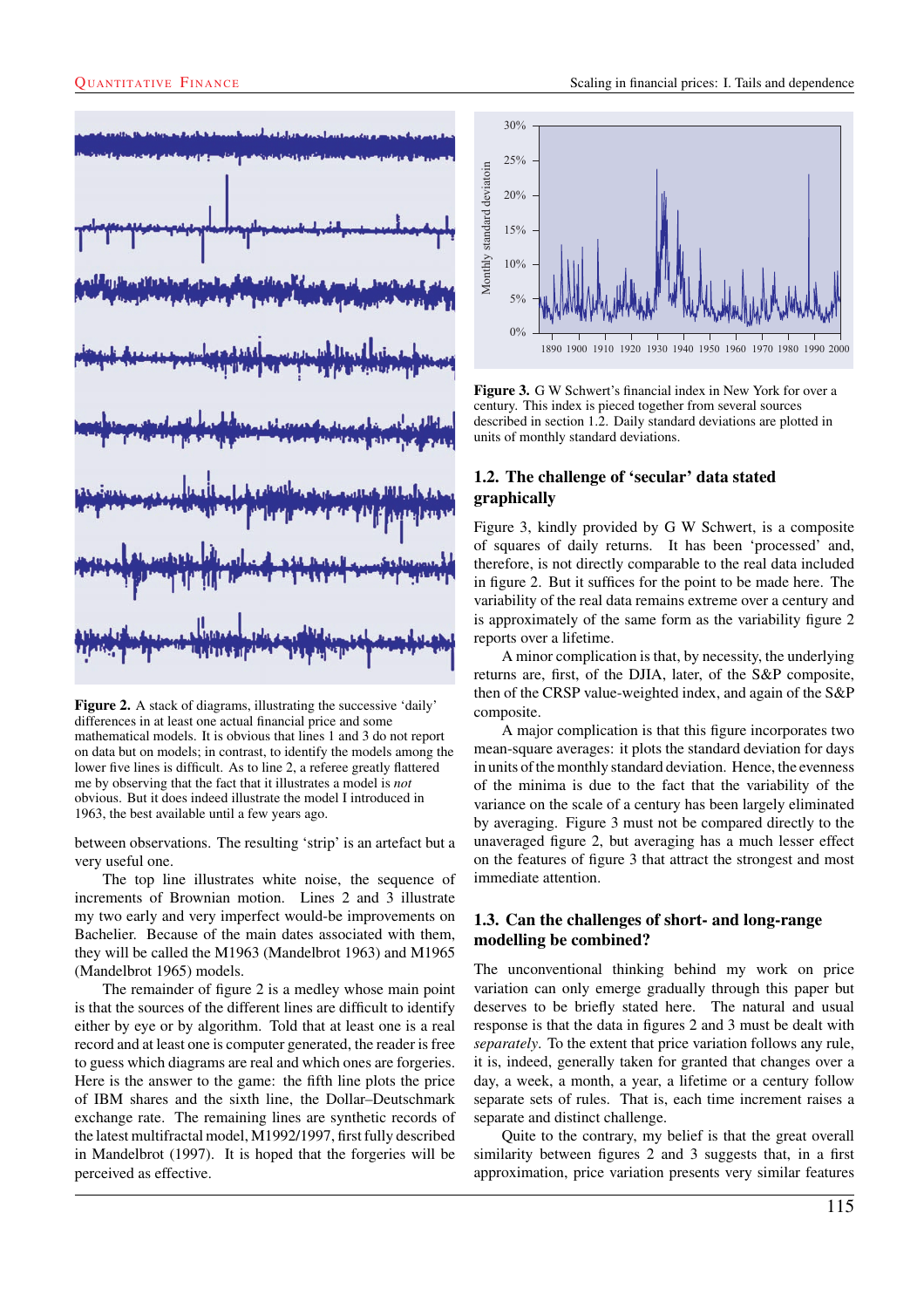**Figure 2.** A stack of diagrams, illustrating the successive 'daily' differences in at least one actual financial price and some mathematical models. It is obvious that lines 1 and 3 do not report on data but on models; in contrast, to identify the models among the lower five lines is difficult. As to line 2, a referee greatly flattered me by observing that the fact that it illustrates a model is *not* obvious. But it does indeed illustrate the model I introduced in 1963, the best available until a few years ago.

between observations. The resulting 'strip' is an artefact but a very useful one.

The top line illustrates white noise, the sequence of increments of Brownian motion. Lines 2 and 3 illustrate my two early and very imperfect would-be improvements on Bachelier. Because of the main dates associated with them, they will be called the M1963 (Mandelbrot 1963) and M1965 (Mandelbrot 1965) models.

The remainder of figure 2 is a medley whose main point is that the sources of the different lines are difficult to identify either by eye or by algorithm. Told that at least one is a real record and at least one is computer generated, the reader is free to guess which diagrams are real and which ones are forgeries. Here is the answer to the game: the fifth line plots the price of IBM shares and the sixth line, the Dollar–Deutschmark exchange rate. The remaining lines are synthetic records of the latest multifractal model, M1992/1997, first fully described in Mandelbrot (1997). It is hoped that the forgeries will be perceived as effective.

30%
25%
20%
15%
10%
5%
0%
Monthly standard deviatoin
1890 1900 1910 1920 1930 1940 1950 1960 1970 1980 1990 2000

**Figure 3.** G W Schwert's financial index in New York for over a century. This index is pieced together from several sources described in section 1.2. Daily standard deviations are plotted in units of monthly standard deviations.

### 1.2. The challenge of 'secular' data stated graphically

Figure 3, kindly provided by G W Schwert, is a composite of squares of daily returns. It has been 'processed' and, therefore, is not directly comparable to the real data included in figure 2. But it suffices for the point to be made here. The variability of the real data remains extreme over a century and is approximately of the same form as the variability figure 2 reports over a lifetime.

A minor complication is that, by necessity, the underlying returns are, first, of the DJIA, later, of the S&P composite, then of the CRSP value-weighted index, and again of the S&P composite.

A major complication is that this figure incorporates two mean-square averages: it plots the standard deviation for days in units of the monthly standard deviation. Hence, the evenness of the minima is due to the fact that the variability of the variance on the scale of a century has been largely eliminated by averaging. Figure 3 must not be compared directly to the unaveraged figure 2, but averaging has a much lesser effect on the features of figure 3 that attract the strongest and most immediate attention.

### 1.3. Can the challenges of short- and long-range modelling be combined?

The unconventional thinking behind my work on price variation can only emerge gradually through this paper but deserves to be briefly stated here. The natural and usual response is that the data in figures 2 and 3 must be dealt with *separately*. To the extent that price variation follows any rule, it is, indeed, generally taken for granted that changes over a day, a week, a month, a year, a lifetime or a century follow separate sets of rules. That is, each time increment raises a separate and distinct challenge.

Quite to the contrary, my belief is that the great overall similarity between figures 2 and 3 suggests that, in a first approximation, price variation presents very similar features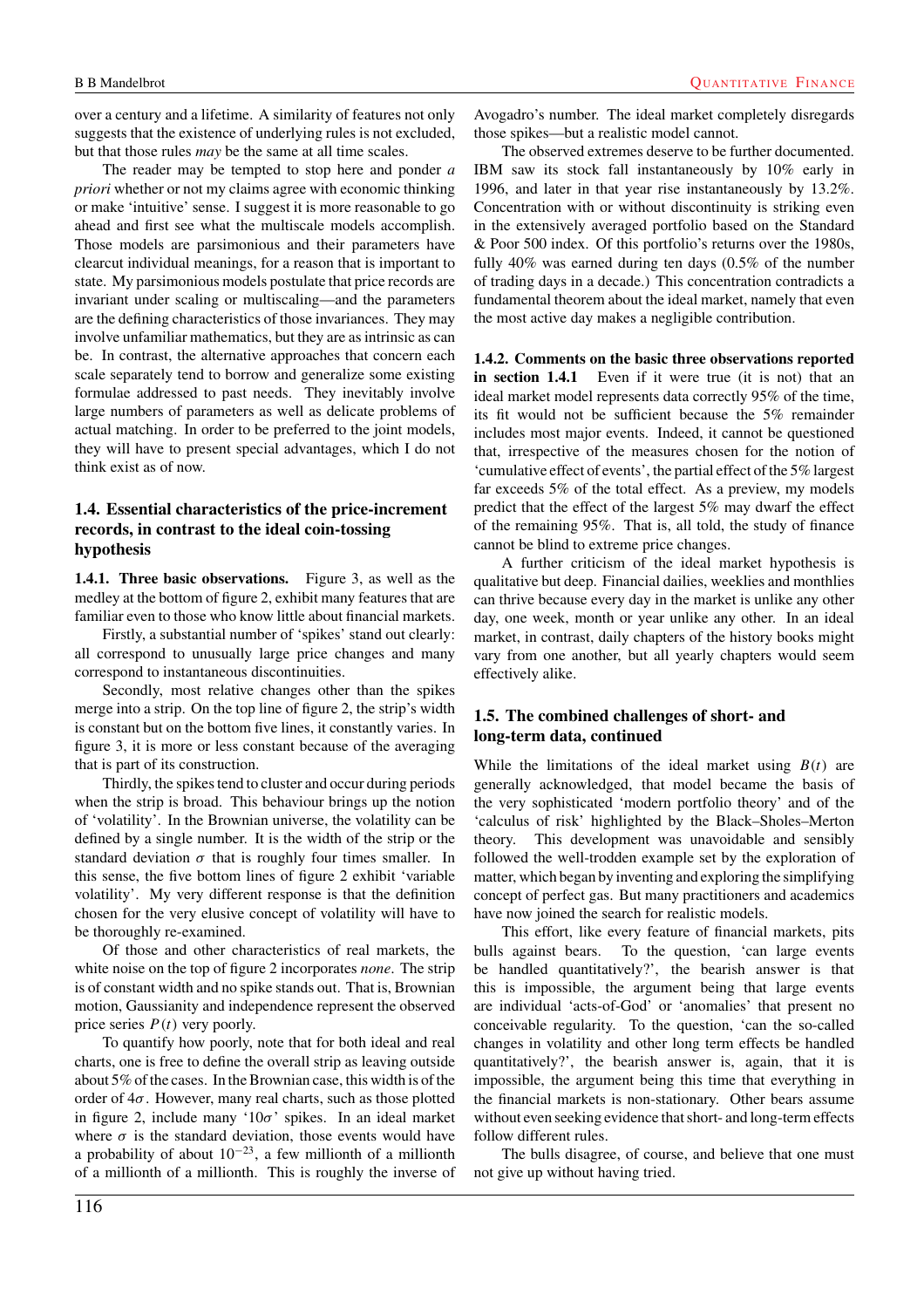over a century and a lifetime. A similarity of features not only suggests that the existence of underlying rules is not excluded, but that those rules *may* be the same at all time scales.

The reader may be tempted to stop here and ponder *a priori* whether or not my claims agree with economic thinking or make 'intuitive' sense. I suggest it is more reasonable to go ahead and first see what the multiscale models accomplish. Those models are parsimonious and their parameters have clearcut individual meanings, for a reason that is important to state. My parsimonious models postulate that price records are invariant under scaling or multiscaling—and the parameters are the defining characteristics of those invariances. They may involve unfamiliar mathematics, but they are as intrinsic as can be. In contrast, the alternative approaches that concern each scale separately tend to borrow and generalize some existing formulae addressed to past needs. They inevitably involve large numbers of parameters as well as delicate problems of actual matching. In order to be preferred to the joint models, they will have to present special advantages, which I do not think exist as of now.

## 1.4. Essential characteristics of the price-increment records, in contrast to the ideal coin-tossing hypothesis

**1.4.1. Three basic observations.** Figure 3, as well as the medley at the bottom of figure 2, exhibit many features that are familiar even to those who know little about financial markets.

Firstly, a substantial number of 'spikes' stand out clearly: all correspond to unusually large price changes and many correspond to instantaneous discontinuities.

Secondly, most relative changes other than the spikes merge into a strip. On the top line of figure 2, the strip's width is constant but on the bottom five lines, it constantly varies. In figure 3, it is more or less constant because of the averaging that is part of its construction.

Thirdly, the spikes tend to cluster and occur during periods when the strip is broad. This behaviour brings up the notion of 'volatility'. In the Brownian universe, the volatility can be defined by a single number. It is the width of the strip or the standard deviation $\sigma$ that is roughly four times smaller. In this sense, the five bottom lines of figure 2 exhibit 'variable volatility'. My very different response is that the definition chosen for the very elusive concept of volatility will have to be thoroughly re-examined.

Of those and other characteristics of real markets, the white noise on the top of figure 2 incorporates *none*. The strip is of constant width and no spike stands out. That is, Brownian motion, Gaussianity and independence represent the observed price series $P(t)$ very poorly.

To quantify how poorly, note that for both ideal and real charts, one is free to define the overall strip as leaving outside about 5% of the cases. In the Brownian case, this width is of the order of $4\sigma$. However, many real charts, such as those plotted in figure 2, include many '$10\sigma$' spikes. In an ideal market where $\sigma$ is the standard deviation, those events would have a probability of about $10^{-23}$, a few millionth of a millionth of a millionth of a millionth. This is roughly the inverse of Avogadro's number. The ideal market completely disregards those spikes—but a realistic model cannot.

The observed extremes deserve to be further documented. IBM saw its stock fall instantaneously by 10% early in 1996, and later in that year rise instantaneously by 13.2%. Concentration with or without discontinuity is striking even in the extensively averaged portfolio based on the Standard & Poor 500 index. Of this portfolio's returns over the 1980s, fully 40% was earned during ten days (0.5% of the number of trading days in a decade.) This concentration contradicts a fundamental theorem about the ideal market, namely that even the most active day makes a negligible contribution.

**1.4.2. Comments on the basic three observations reported in section 1.4.1** Even if it were true (it is not) that an ideal market model represents data correctly 95% of the time, its fit would not be sufficient because the 5% remainder includes most major events. Indeed, it cannot be questioned that, irrespective of the measures chosen for the notion of 'cumulative effect of events', the partial effect of the 5% largest far exceeds 5% of the total effect. As a preview, my models predict that the effect of the largest 5% may dwarf the effect of the remaining 95%. That is, all told, the study of finance cannot be blind to extreme price changes.

A further criticism of the ideal market hypothesis is qualitative but deep. Financial dailies, weeklies and monthlies can thrive because every day in the market is unlike any other day, one week, month or year unlike any other. In an ideal market, in contrast, daily chapters of the history books might vary from one another, but all yearly chapters would seem effectively alike.

## 1.5. The combined challenges of short- and long-term data, continued

While the limitations of the ideal market using $B(t)$ are generally acknowledged, that model became the basis of the very sophisticated 'modern portfolio theory' and of the 'calculus of risk' highlighted by the Black–Sholes–Merton theory. This development was unavoidable and sensibly followed the well-trodden example set by the exploration of matter, which began by inventing and exploring the simplifying concept of perfect gas. But many practitioners and academics have now joined the search for realistic models.

This effort, like every feature of financial markets, pits bulls against bears. To the question, 'can large events be handled quantitatively?', the bearish answer is that this is impossible, the argument being that large events are individual 'acts-of-God' or 'anomalies' that present no conceivable regularity. To the question, 'can the so-called changes in volatility and other long term effects be handled quantitatively?', the bearish answer is, again, that it is impossible, the argument being this time that everything in the financial markets is non-stationary. Other bears assume without even seeking evidence that short- and long-term effects follow different rules.

The bulls disagree, of course, and believe that one must not give up without having tried.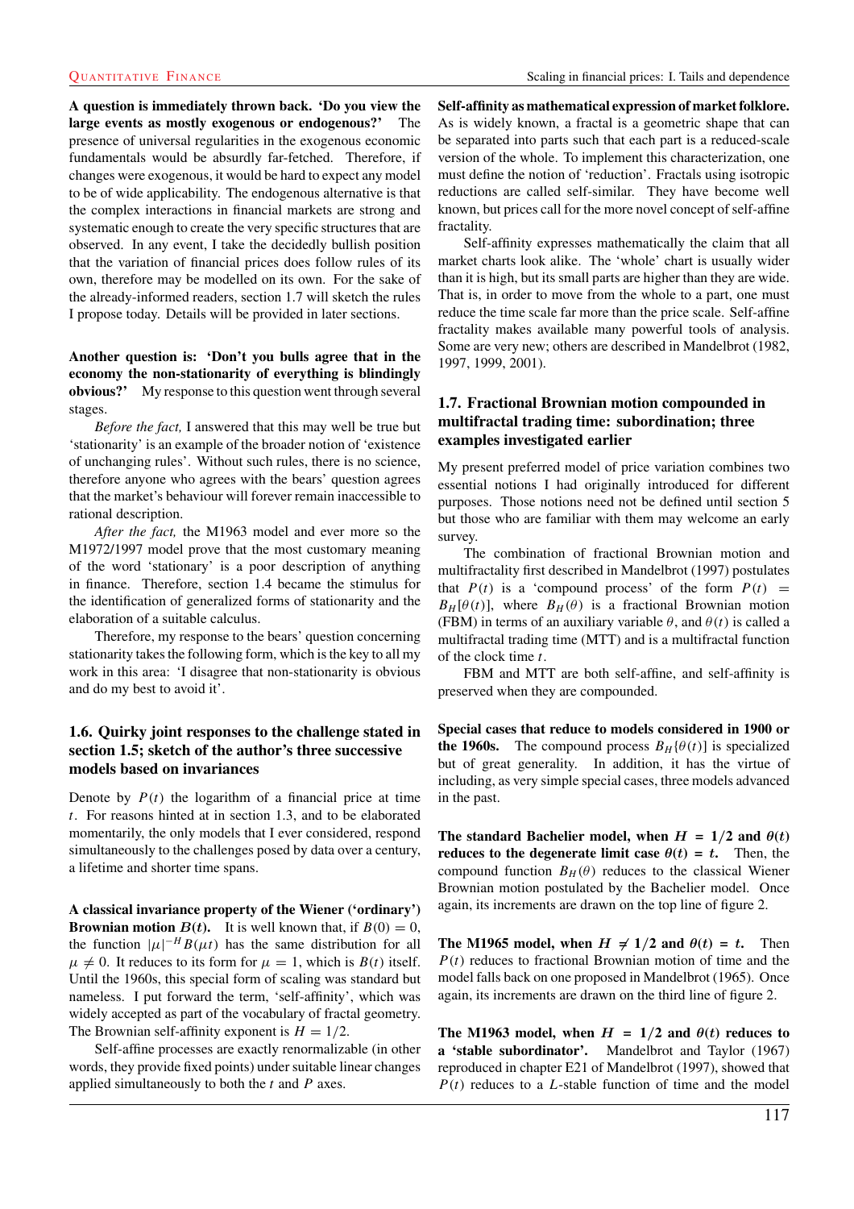**A question is immediately thrown back. 'Do you view the large events as mostly exogenous or endogenous?'** The presence of universal regularities in the exogenous economic fundamentals would be absurdly far-fetched. Therefore, if changes were exogenous, it would be hard to expect any model to be of wide applicability. The endogenous alternative is that the complex interactions in financial markets are strong and systematic enough to create the very specific structures that are observed. In any event, I take the decidedly bullish position that the variation of financial prices does follow rules of its own, therefore may be modelled on its own. For the sake of the already-informed readers, section 1.7 will sketch the rules I propose today. Details will be provided in later sections.

**Another question is: 'Don't you bulls agree that in the economy the non-stationarity of everything is blindingly obvious?'** My response to this question went through several stages.

*Before the fact,* I answered that this may well be true but 'stationarity' is an example of the broader notion of 'existence of unchanging rules'. Without such rules, there is no science, therefore anyone who agrees with the bears' question agrees that the market's behaviour will forever remain inaccessible to rational description.

*After the fact,* the M1963 model and ever more so the M1972/1997 model prove that the most customary meaning of the word 'stationary' is a poor description of anything in finance. Therefore, section 1.4 became the stimulus for the identification of generalized forms of stationarity and the elaboration of a suitable calculus.

Therefore, my response to the bears' question concerning stationarity takes the following form, which is the key to all my work in this area: 'I disagree that non-stationarity is obvious and do my best to avoid it'.

## 1.6. Quirky joint responses to the challenge stated in section 1.5; sketch of the author's three successive models based on invariances

Denote by $P(t)$ the logarithm of a financial price at time $t$. For reasons hinted at in section 1.3, and to be elaborated momentarily, the only models that I ever considered, respond simultaneously to the challenges posed by data over a century, a lifetime and shorter time spans.

**A classical invariance property of the Wiener ('ordinary') Brownian motion $B(t)$.** It is well known that, if $B(0) = 0$, the function $|\mu|^{-H} B(\mu t)$ has the same distribution for all $\mu \neq 0$. It reduces to its form for $\mu = 1$, which is $B(t)$ itself. Until the 1960s, this special form of scaling was standard but nameless. I put forward the term, 'self-affinity', which was widely accepted as part of the vocabulary of fractal geometry. The Brownian self-affinity exponent is $H = 1/2$.

Self-affine processes are exactly renormalizable (in other words, they provide fixed points) under suitable linear changes applied simultaneously to both the $t$ and $P$ axes.

**Self-affinity as mathematical expression of market folklore.** As is widely known, a fractal is a geometric shape that can be separated into parts such that each part is a reduced-scale version of the whole. To implement this characterization, one must define the notion of 'reduction'. Fractals using isotropic reductions are called self-similar. They have become well known, but prices call for the more novel concept of self-affine fractality.

Self-affinity expresses mathematically the claim that all market charts look alike. The 'whole' chart is usually wider than it is high, but its small parts are higher than they are wide. That is, in order to move from the whole to a part, one must reduce the time scale far more than the price scale. Self-affine fractality makes available many powerful tools of analysis. Some are very new; others are described in Mandelbrot (1982, 1997, 1999, 2001).

## 1.7. Fractional Brownian motion compounded in multifractal trading time: subordination; three examples investigated earlier

My present preferred model of price variation combines two essential notions I had originally introduced for different purposes. Those notions need not be defined until section 5 but those who are familiar with them may welcome an early survey.

The combination of fractional Brownian motion and multifractality first described in Mandelbrot (1997) postulates that $P(t)$ is a 'compound process' of the form $P(t) = B_H[\theta(t)]$, where $B_H(\theta)$ is a fractional Brownian motion (FBM) in terms of an auxiliary variable $\theta$, and $\theta(t)$ is called a multifractal trading time (MTT) and is a multifractal function of the clock time $t$.

FBM and MTT are both self-affine, and self-affinity is preserved when they are compounded.

**Special cases that reduce to models considered in 1900 or the 1960s.** The compound process $B_H[\theta(t)]$ is specialized but of great generality. In addition, it has the virtue of including, as very simple special cases, three models advanced in the past.

**The standard Bachelier model, when $H = 1/2$ and $\theta(t)$ reduces to the degenerate limit case $\theta(t) = t$.** Then, the compound function $B_H(\theta)$ reduces to the classical Wiener Brownian motion postulated by the Bachelier model. Once again, its increments are drawn on the top line of figure 2.

**The M1965 model, when $H \neq 1/2$ and $\theta(t) = t$.** Then $P(t)$ reduces to fractional Brownian motion of time and the model falls back on one proposed in Mandelbrot (1965). Once again, its increments are drawn on the third line of figure 2.

**The M1963 model, when $H = 1/2$ and $\theta(t)$ reduces to a 'stable subordinator'.** Mandelbrot and Taylor (1967) reproduced in chapter E21 of Mandelbrot (1997), showed that $P(t)$ reduces to a $L$-stable function of time and the model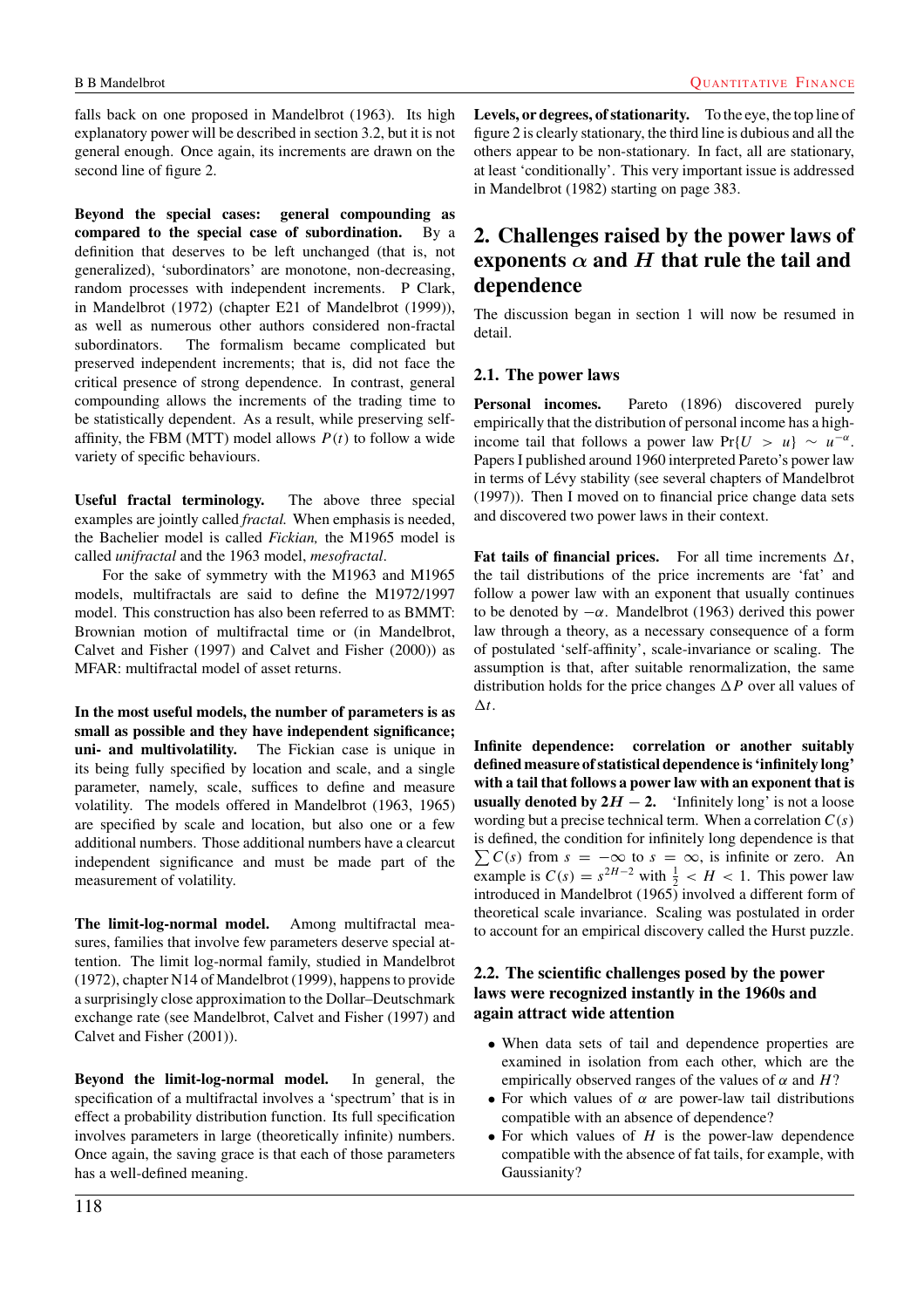falls back on one proposed in Mandelbrot (1963). Its high explanatory power will be described in section 3.2, but it is not general enough. Once again, its increments are drawn on the second line of figure 2.

**Beyond the special cases: general compounding as compared to the special case of subordination.** By a definition that deserves to be left unchanged (that is, not generalized), 'subordinators' are monotone, non-decreasing, random processes with independent increments. P Clark, in Mandelbrot (1972) (chapter E21 of Mandelbrot (1999)), as well as numerous other authors considered non-fractal subordinators. The formalism became complicated but preserved independent increments; that is, did not face the critical presence of strong dependence. In contrast, general compounding allows the increments of the trading time to be statistically dependent. As a result, while preserving self-affinity, the FBM (MTT) model allows $P(t)$ to follow a wide variety of specific behaviours.

**Useful fractal terminology.** The above three special examples are jointly called *fractal*. When emphasis is needed, the Bachelier model is called *Fickian,* the M1965 model is called *unifractal* and the 1963 model, *mesofractal*.

For the sake of symmetry with the M1963 and M1965 models, multifractals are said to define the M1972/1997 model. This construction has also been referred to as BMMT: Brownian motion of multifractal time or (in Mandelbrot, Calvet and Fisher (1997) and Calvet and Fisher (2000)) as MFAR: multifractal model of asset returns.

**In the most useful models, the number of parameters is as small as possible and they have independent significance; uni- and multivolatility.** The Fickian case is unique in its being fully specified by location and scale, and a single parameter, namely, scale, suffices to define and measure volatility. The models offered in Mandelbrot (1963, 1965) are specified by scale and location, but also one or a few additional numbers. Those additional numbers have a clearcut independent significance and must be made part of the measurement of volatility.

**The limit-log-normal model.** Among multifractal measures, families that involve few parameters deserve special attention. The limit log-normal family, studied in Mandelbrot (1972), chapter N14 of Mandelbrot (1999), happens to provide a surprisingly close approximation to the Dollar–Deutschmark exchange rate (see Mandelbrot, Calvet and Fisher (1997) and Calvet and Fisher (2001)).

**Beyond the limit-log-normal model.** In general, the specification of a multifractal involves a 'spectrum' that is in effect a probability distribution function. Its full specification involves parameters in large (theoretically infinite) numbers. Once again, the saving grace is that each of those parameters has a well-defined meaning.

**Levels, or degrees, of stationarity.** To the eye, the top line of figure 2 is clearly stationary, the third line is dubious and all the others appear to be non-stationary. In fact, all are stationary, at least 'conditionally'. This very important issue is addressed in Mandelbrot (1982) starting on page 383.

## 2. Challenges raised by the power laws of exponents $\alpha$ and $H$ that rule the tail and dependence

The discussion began in section 1 will now be resumed in detail.

### 2.1. The power laws

**Personal incomes.** Pareto (1896) discovered purely empirically that the distribution of personal income has a high-income tail that follows a power law $\Pr\{U > u\} \sim u^{-\alpha}$. Papers I published around 1960 interpreted Pareto's power law in terms of Lévy stability (see several chapters of Mandelbrot (1997)). Then I moved on to financial price change data sets and discovered two power laws in their context.

**Fat tails of financial prices.** For all time increments $\Delta t$, the tail distributions of the price increments are 'fat' and follow a power law with an exponent that usually continues to be denoted by $-\alpha$. Mandelbrot (1963) derived this power law through a theory, as a necessary consequence of a form of postulated 'self-affinity', scale-invariance or scaling. The assumption is that, after suitable renormalization, the same distribution holds for the price changes $\Delta P$ over all values of $\Delta t$.

**Infinite dependence: correlation or another suitably defined measure of statistical dependence is 'infinitely long' with a tail that follows a power law with an exponent that is usually denoted by $2H - 2$.** 'Infinitely long' is not a loose wording but a precise technical term. When a correlation $C(s)$ is defined, the condition for infinitely long dependence is that $\sum C(s)$ from $s = -\infty$ to $s = \infty$, is infinite or zero. An example is $C(s) = s^{2H-2}$ with $\frac{1}{2} < H < 1$. This power law introduced in Mandelbrot (1965) involved a different form of theoretical scale invariance. Scaling was postulated in order to account for an empirical discovery called the Hurst puzzle.

### 2.2. The scientific challenges posed by the power laws were recognized instantly in the 1960s and again attract wide attention

- When data sets of tail and dependence properties are examined in isolation from each other, which are the empirically observed ranges of the values of $\alpha$ and $H$?
- For which values of $\alpha$ are power-law tail distributions compatible with an absence of dependence?
- For which values of $H$ is the power-law dependence compatible with the absence of fat tails, for example, with Gaussianity?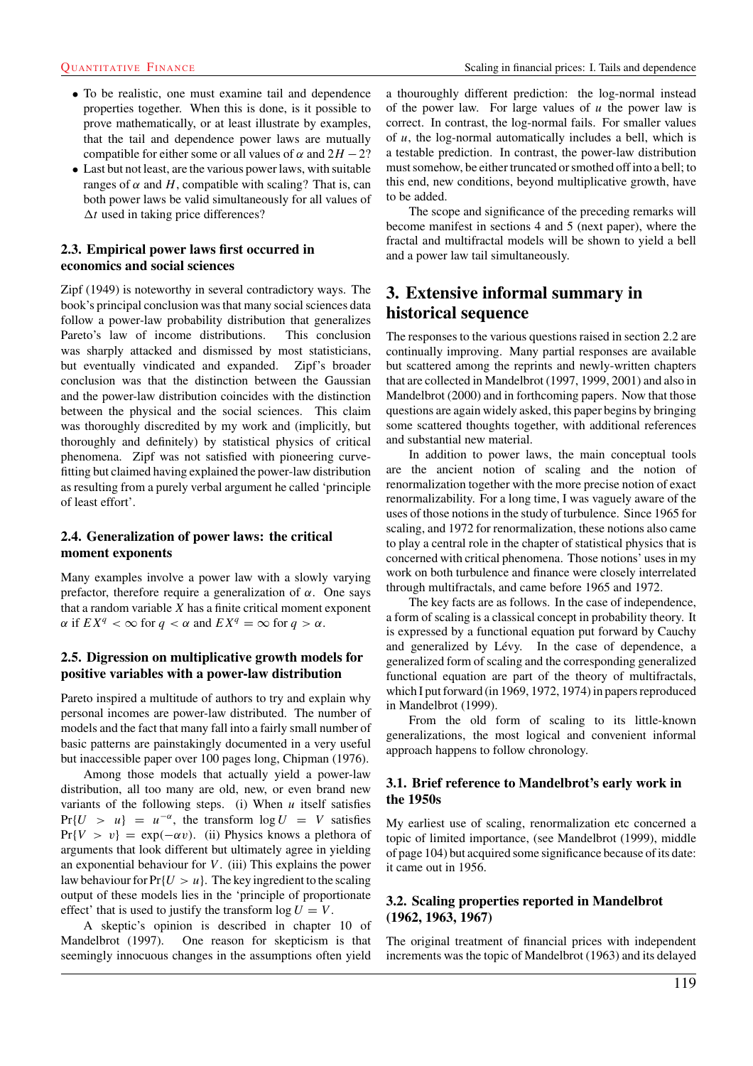- To be realistic, one must examine tail and dependence properties together. When this is done, is it possible to prove mathematically, or at least illustrate by examples, that the tail and dependence power laws are mutually compatible for either some or all values of $\alpha$ and $2H - 2$?
- Last but not least, are the various power laws, with suitable ranges of $\alpha$ and $H$, compatible with scaling? That is, can both power laws be valid simultaneously for all values of $\Delta t$ used in taking price differences?

### 2.3. Empirical power laws first occurred in economics and social sciences

Zipf (1949) is noteworthy in several contradictory ways. The book's principal conclusion was that many social sciences data follow a power-law probability distribution that generalizes Pareto's law of income distributions. This conclusion was sharply attacked and dismissed by most statisticians, but eventually vindicated and expanded. Zipf's broader conclusion was that the distinction between the Gaussian and the power-law distribution coincides with the distinction between the physical and the social sciences. This claim was thoroughly discredited by my work and (implicitly, but thoroughly and definitely) by statistical physics of critical phenomena. Zipf was not satisfied with pioneering curve-fitting but claimed having explained the power-law distribution as resulting from a purely verbal argument he called 'principle of least effort'.

### 2.4. Generalization of power laws: the critical moment exponents

Many examples involve a power law with a slowly varying prefactor, therefore require a generalization of $\alpha$. One says that a random variable $X$ has a finite critical moment exponent $\alpha$ if $EX^q < \infty$ for $q < \alpha$ and $EX^q = \infty$ for $q > \alpha$.

### 2.5. Digression on multiplicative growth models for positive variables with a power-law distribution

Pareto inspired a multitude of authors to try and explain why personal incomes are power-law distributed. The number of models and the fact that many fall into a fairly small number of basic patterns are painstakingly documented in a very useful but inaccessible paper over 100 pages long, Chipman (1976).

Among those models that actually yield a power-law distribution, all too many are old, new, or even brand new variants of the following steps. (i) When $u$ itself satisfies $\Pr\{U > u\} = u^{-\alpha}$, the transform $\log U = V$ satisfies $\Pr\{V > v\} = \exp(-\alpha v)$. (ii) Physics knows a plethora of arguments that look different but ultimately agree in yielding an exponential behaviour for $V$. (iii) This explains the power law behaviour for $\Pr\{U > u\}$. The key ingredient to the scaling output of these models lies in the 'principle of proportionate effect' that is used to justify the transform $\log U = V$.

A skeptic's opinion is described in chapter 10 of Mandelbrot (1997). One reason for skepticism is that seemingly innocuous changes in the assumptions often yield a thouroughly different prediction: the log-normal instead of the power law. For large values of $u$ the power law is correct. In contrast, the log-normal fails. For smaller values of $u$, the log-normal automatically includes a bell, which is a testable prediction. In contrast, the power-law distribution must somehow, be either truncated or smothed off into a bell; to this end, new conditions, beyond multiplicative growth, have to be added.

The scope and significance of the preceding remarks will become manifest in sections 4 and 5 (next paper), where the fractal and multifractal models will be shown to yield a bell and a power law tail simultaneously.

## 3. Extensive informal summary in historical sequence

The responses to the various questions raised in section 2.2 are continually improving. Many partial responses are available but scattered among the reprints and newly-written chapters that are collected in Mandelbrot (1997, 1999, 2001) and also in Mandelbrot (2000) and in forthcoming papers. Now that those questions are again widely asked, this paper begins by bringing some scattered thoughts together, with additional references and substantial new material.

In addition to power laws, the main conceptual tools are the ancient notion of scaling and the notion of renormalization together with the more precise notion of exact renormalizability. For a long time, I was vaguely aware of the uses of those notions in the study of turbulence. Since 1965 for scaling, and 1972 for renormalization, these notions also came to play a central role in the chapter of statistical physics that is concerned with critical phenomena. Those notions' uses in my work on both turbulence and finance were closely interrelated through multifractals, and came before 1965 and 1972.

The key facts are as follows. In the case of independence, a form of scaling is a classical concept in probability theory. It is expressed by a functional equation put forward by Cauchy and generalized by Lévy. In the case of dependence, a generalized form of scaling and the corresponding generalized functional equation are part of the theory of multifractals, which I put forward (in 1969, 1972, 1974) in papers reproduced in Mandelbrot (1999).

From the old form of scaling to its little-known generalizations, the most logical and convenient informal approach happens to follow chronology.

### 3.1. Brief reference to Mandelbrot's early work in the 1950s

My earliest use of scaling, renormalization etc concerned a topic of limited importance, (see Mandelbrot (1999), middle of page 104) but acquired some significance because of its date: it came out in 1956.

### 3.2. Scaling properties reported in Mandelbrot (1962, 1963, 1967)

The original treatment of financial prices with independent increments was the topic of Mandelbrot (1963) and its delayed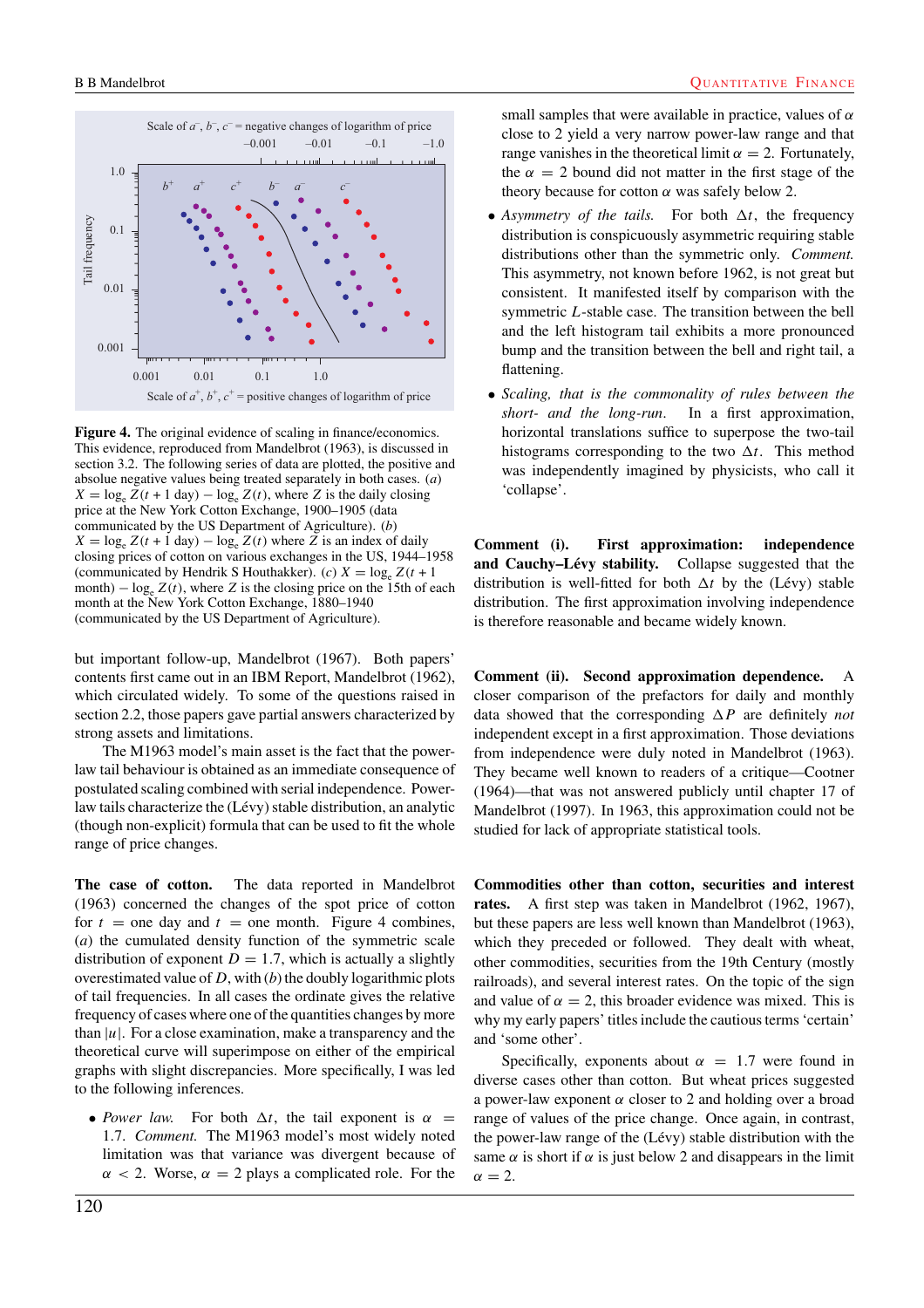Scale of $a^-$, $b^-$, $c^-$ = negative changes of logarithm of price

−0.001 −0.01 −0.1 −1.0

1.0

0.1

0.01

0.001

Tail frequency

$b^+$ $a^+$ $c^+$ $b^-$ $a^-$ $c^-$

0.001 0.01 0.1 1.0

Scale of $a^+$, $b^+$, $c^+$ = positive changes of logarithm of price

**Figure 4.** The original evidence of scaling in finance/economics. This evidence, reproduced from Mandelbrot (1963), is discussed in section 3.2. The following series of data are plotted, the positive and absolute negative values being treated separately in both cases. (*a*) $X = \log_e Z(t+1 \text{ day}) - \log_e Z(t)$, where $Z$ is the daily closing price at the New York Cotton Exchange, 1900–1905 (data communicated by the US Department of Agriculture). (*b*) $X = \log_e Z(t+1 \text{ day}) - \log_e Z(t)$ where $Z$ is an index of daily closing prices of cotton on various exchanges in the US, 1944–1958 (communicated by Hendrik S Houthakker). (*c*) $X = \log_e Z(t+1 \text{ month}) - \log_e Z(t)$, where $Z$ is the closing price on the 15th of each month at the New York Cotton Exchange, 1880–1940 (communicated by the US Department of Agriculture).

but important follow-up, Mandelbrot (1967). Both papers' contents first came out in an IBM Report, Mandelbrot (1962), which circulated widely. To some of the questions raised in section 2.2, those papers gave partial answers characterized by strong assets and limitations.

The M1963 model's main asset is the fact that the power-law tail behaviour is obtained as an immediate consequence of postulated scaling combined with serial independence. Power-law tails characterize the (Lévy) stable distribution, an analytic (though non-explicit) formula that can be used to fit the whole range of price changes.

**The case of cotton.** The data reported in Mandelbrot (1963) concerned the changes of the spot price of cotton for $t$ = one day and $t$ = one month. Figure 4 combines, (*a*) the cumulated density function of the symmetric scale distribution of exponent $D = 1.7$, which is actually a slightly overestimated value of $D$, with (*b*) the doubly logarithmic plots of tail frequencies. In all cases the ordinate gives the relative frequency of cases where one of the quantities changes by more than $|u|$. For a close examination, make a transparency and the theoretical curve will superimpose on either of the empirical graphs with slight discrepancies. More specifically, I was led to the following inferences.

- *Power law.* For both $\Delta t$, the tail exponent is $\alpha = 1.7$. *Comment.* The M1963 model's most widely noted limitation was that variance was divergent because of $\alpha < 2$. Worse, $\alpha = 2$ plays a complicated role. For the small samples that were available in practice, values of $\alpha$ close to 2 yield a very narrow power-law range and that range vanishes in the theoretical limit $\alpha = 2$. Fortunately, the $\alpha = 2$ bound did not matter in the first stage of the theory because for cotton $\alpha$ was safely below 2.
- *Asymmetry of the tails.* For both $\Delta t$, the frequency distribution is conspicuously asymmetric requiring stable distributions other than the symmetric only. *Comment.* This asymmetry, not known before 1962, is not great but consistent. It manifested itself by comparison with the symmetric $L$-stable case. The transition between the bell and the left histogram tail exhibits a more pronounced bump and the transition between the bell and right tail, a flattening.
- *Scaling, that is the commonality of rules between the short- and the long-run.* In a first approximation, horizontal translations suffice to superpose the two-tail histograms corresponding to the two $\Delta t$. This method was independently imagined by physicists, who call it 'collapse'.

**Comment (i). First approximation: independence and Cauchy–Lévy stability.** Collapse suggested that the distribution is well-fitted for both $\Delta t$ by the (Lévy) stable distribution. The first approximation involving independence is therefore reasonable and became widely known.

**Comment (ii). Second approximation dependence.** A closer comparison of the prefactors for daily and monthly data showed that the corresponding $\Delta P$ are definitely *not* independent except in a first approximation. Those deviations from independence were duly noted in Mandelbrot (1963). They became well known to readers of a critique—Cootner (1964)—that was not answered publicly until chapter 17 of Mandelbrot (1997). In 1963, this approximation could not be studied for lack of appropriate statistical tools.

**Commodities other than cotton, securities and interest rates.** A first step was taken in Mandelbrot (1962, 1967), but these papers are less well known than Mandelbrot (1963), which they preceded or followed. They dealt with wheat, other commodities, securities from the 19th Century (mostly railroads), and several interest rates. On the topic of the sign and value of $\alpha = 2$, this broader evidence was mixed. This is why my early papers' titles include the cautious terms 'certain' and 'some other'.

Specifically, exponents about $\alpha = 1.7$ were found in diverse cases other than cotton. But wheat prices suggested a power-law exponent $\alpha$ closer to 2 and holding over a broad range of values of the price change. Once again, in contrast, the power-law range of the (Lévy) stable distribution with the same $\alpha$ is short if $\alpha$ is just below 2 and disappears in the limit $\alpha = 2$.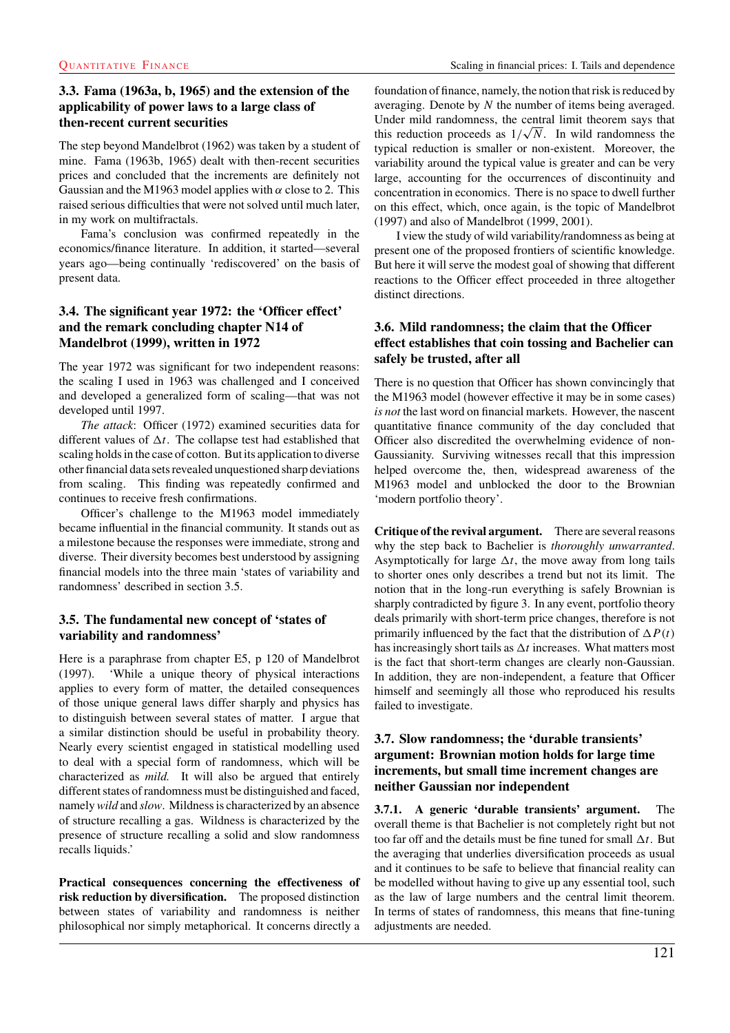### 3.3. Fama (1963a, b, 1965) and the extension of the applicability of power laws to a large class of then-recent current securities

The step beyond Mandelbrot (1962) was taken by a student of mine. Fama (1963b, 1965) dealt with then-recent securities prices and concluded that the increments are definitely not Gaussian and the M1963 model applies with $\alpha$ close to 2. This raised serious difficulties that were not solved until much later, in my work on multifractals.

Fama's conclusion was confirmed repeatedly in the economics/finance literature. In addition, it started—several years ago—being continually 'rediscovered' on the basis of present data.

### 3.4. The significant year 1972: the 'Officer effect' and the remark concluding chapter N14 of Mandelbrot (1999), written in 1972

The year 1972 was significant for two independent reasons: the scaling I used in 1963 was challenged and I conceived and developed a generalized form of scaling—that was not developed until 1997.

*The attack*: Officer (1972) examined securities data for different values of $\Delta t$. The collapse test had established that scaling holds in the case of cotton. But its application to diverse other financial data sets revealed unquestioned sharp deviations from scaling. This finding was repeatedly confirmed and continues to receive fresh confirmations.

Officer's challenge to the M1963 model immediately became influential in the financial community. It stands out as a milestone because the responses were immediate, strong and diverse. Their diversity becomes best understood by assigning financial models into the three main 'states of variability and randomness' described in section 3.5.

### 3.5. The fundamental new concept of 'states of variability and randomness'

Here is a paraphrase from chapter E5, p 120 of Mandelbrot (1997). 'While a unique theory of physical interactions applies to every form of matter, the detailed consequences of those unique general laws differ sharply and physics has to distinguish between several states of matter. I argue that a similar distinction should be useful in probability theory. Nearly every scientist engaged in statistical modelling used to deal with a special form of randomness, which will be characterized as *mild*. It will also be argued that entirely different states of randomness must be distinguished and faced, namely *wild* and *slow*. Mildness is characterized by an absence of structure recalling a gas. Wildness is characterized by the presence of structure recalling a solid and slow randomness recalls liquids.'

**Practical consequences concerning the effectiveness of risk reduction by diversification.** The proposed distinction between states of variability and randomness is neither philosophical nor simply metaphorical. It concerns directly a foundation of finance, namely, the notion that risk is reduced by averaging. Denote by $N$ the number of items being averaged. Under mild randomness, the central limit theorem says that this reduction proceeds as $1/\sqrt{N}$. In wild randomness the typical reduction is smaller or non-existent. Moreover, the variability around the typical value is greater and can be very large, accounting for the occurrences of discontinuity and concentration in economics. There is no space to dwell further on this effect, which, once again, is the topic of Mandelbrot (1997) and also of Mandelbrot (1999, 2001).

I view the study of wild variability/randomness as being at present one of the proposed frontiers of scientific knowledge. But here it will serve the modest goal of showing that different reactions to the Officer effect proceeded in three altogether distinct directions.

### 3.6. Mild randomness; the claim that the Officer effect establishes that coin tossing and Bachelier can safely be trusted, after all

There is no question that Officer has shown convincingly that the M1963 model (however effective it may be in some cases) *is not* the last word on financial markets. However, the nascent quantitative finance community of the day concluded that Officer also discredited the overwhelming evidence of non-Gaussianity. Surviving witnesses recall that this impression helped overcome the, then, widespread awareness of the M1963 model and unblocked the door to the Brownian 'modern portfolio theory'.

**Critique of the revival argument.** There are several reasons why the step back to Bachelier is *thoroughly unwarranted*. Asymptotically for large $\Delta t$, the move away from long tails to shorter ones only describes a trend but not its limit. The notion that in the long-run everything is safely Brownian is sharply contradicted by figure 3. In any event, portfolio theory deals primarily with short-term price changes, therefore is not primarily influenced by the fact that the distribution of $\Delta P(t)$ has increasingly short tails as $\Delta t$ increases. What matters most is the fact that short-term changes are clearly non-Gaussian. In addition, they are non-independent, a feature that Officer himself and seemingly all those who reproduced his results failed to investigate.

### 3.7. Slow randomness; the 'durable transients' argument: Brownian motion holds for large time increments, but small time increment changes are neither Gaussian nor independent

**3.7.1. A generic 'durable transients' argument.** The overall theme is that Bachelier is not completely right but not too far off and the details must be fine tuned for small $\Delta t$. But the averaging that underlies diversification proceeds as usual and it continues to be safe to believe that financial reality can be modelled without having to give up any essential tool, such as the law of large numbers and the central limit theorem. In terms of states of randomness, this means that fine-tuning adjustments are needed.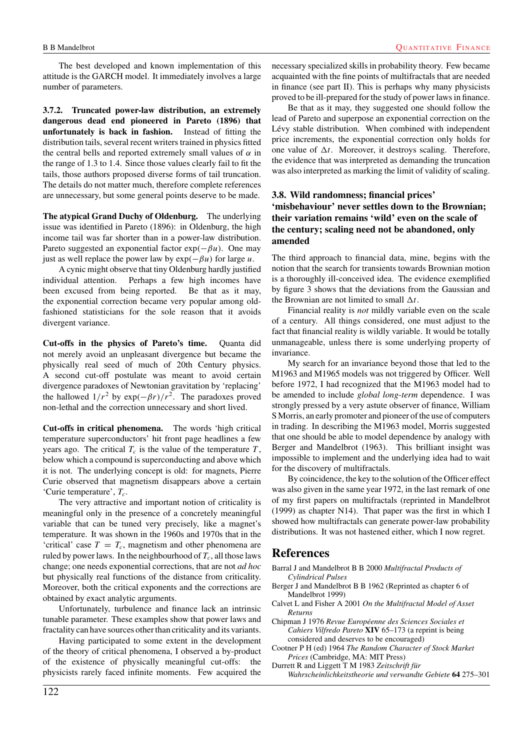The best developed and known implementation of this attitude is the GARCH model. It immediately involves a large number of parameters.

#### 3.7.2. Truncated power-law distribution, an extremely dangerous dead end pioneered in Pareto (1896) that unfortunately is back in fashion.

Instead of fitting the distribution tails, several recent writers trained in physics fitted the central bells and reported extremely small values of $\alpha$ in the range of 1.3 to 1.4. Since those values clearly fail to fit the tails, those authors proposed diverse forms of tail truncation. The details do not matter much, therefore complete references are unnecessary, but some general points deserve to be made.

**The atypical Grand Duchy of Oldenburg.** The underlying issue was identified in Pareto (1896): in Oldenburg, the high income tail was far shorter than in a power-law distribution. Pareto suggested an exponential factor $\exp(-\beta u)$. One may just as well replace the power law by $\exp(-\beta u)$ for large $u$.

A cynic might observe that tiny Oldenburg hardly justified individual attention. Perhaps a few high incomes have been excused from being reported. Be that as it may, the exponential correction became very popular among old-fashioned statisticians for the sole reason that it avoids divergent variance.

**Cut-offs in the physics of Pareto's time.** Quanta did not merely avoid an unpleasant divergence but became the physically real seed of much of 20th Century physics. A second cut-off postulate was meant to avoid certain divergence paradoxes of Newtonian gravitation by 'replacing' the hallowed $1/r^2$ by $\exp(-\beta r)/r^2$. The paradoxes proved non-lethal and the correction unnecessary and short lived.

**Cut-offs in critical phenomena.** The words 'high critical temperature superconductors' hit front page headlines a few years ago. The critical $T_c$ is the value of the temperature $T$, below which a compound is superconducting and above which it is not. The underlying concept is old: for magnets, Pierre Curie observed that magnetism disappears above a certain 'Curie temperature', $T_c$.

The very attractive and important notion of criticality is meaningful only in the presence of a concretely meaningful variable that can be tuned very precisely, like a magnet's temperature. It was shown in the 1960s and 1970s that in the 'critical' case $T = T_c$, magnetism and other phenomena are ruled by power laws. In the neighbourhood of $T_c$, all those laws change; one needs exponential corrections, that are not *ad hoc* but physically real functions of the distance from criticality. Moreover, both the critical exponents and the corrections are obtained by exact analytic arguments.

Unfortunately, turbulence and finance lack an intrinsic tunable parameter. These examples show that power laws and fractality can have sources other than criticality and its variants.

Having participated to some extent in the development of the theory of critical phenomena, I observed a by-product of the existence of physically meaningful cut-offs: the physicists rarely faced infinite moments. Few acquired the necessary specialized skills in probability theory. Few became acquainted with the fine points of multifractals that are needed in finance (see part II). This is perhaps why many physicists proved to be ill-prepared for the study of power laws in finance.

Be that as it may, they suggested one should follow the lead of Pareto and superpose an exponential correction on the Lévy stable distribution. When combined with independent price increments, the exponential correction only holds for one value of $\Delta t$. Moreover, it destroys scaling. Therefore, the evidence that was interpreted as demanding the truncation was also interpreted as marking the limit of validity of scaling.

### 3.8. Wild randomness; financial prices' 'misbehaviour' never settles down to the Brownian; their variation remains 'wild' even on the scale of the century; scaling need not be abandoned, only amended

The third approach to financial data, mine, begins with the notion that the search for transients towards Brownian motion is a thoroughly ill-conceived idea. The evidence exemplified by figure 3 shows that the deviations from the Gaussian and the Brownian are not limited to small $\Delta t$.

Financial reality is *not* mildly variable even on the scale of a century. All things considered, one must adjust to the fact that financial reality is wildly variable. It would be totally unmanageable, unless there is some underlying property of invariance.

My search for an invariance beyond those that led to the M1963 and M1965 models was not triggered by Officer. Well before 1972, I had recognized that the M1963 model had to be amended to include *global long-term* dependence. I was strongly pressed by a very astute observer of finance, William S Morris, an early promoter and pioneer of the use of computers in trading. In describing the M1963 model, Morris suggested that one should be able to model dependence by analogy with Berger and Mandelbrot (1963). This brilliant insight was impossible to implement and the underlying idea had to wait for the discovery of multifractals.

By coincidence, the key to the solution of the Officer effect was also given in the same year 1972, in the last remark of one of my first papers on multifractals (reprinted in Mandelbrot (1999) as chapter N14). That paper was the first in which I showed how multifractals can generate power-law probability distributions. It was not hastened either, which I now regret.

## References

Barral J and Mandelbrot B B 2000 *Multifractal Products of Cylindrical Pulses*

Berger J and Mandelbrot B B 1962 (Reprinted as chapter 6 of Mandelbrot 1999)

Calvet L and Fisher A 2001 *On the Multifractal Model of Asset Returns*

Chipman J 1976 *Revue Européenne des Sciences Sociales et Cahiers Vilfredo Pareto* **XIV** 65–173 (a reprint is being considered and deserves to be encouraged)

Cootner P H (ed) 1964 *The Random Character of Stock Market Prices* (Cambridge, MA: MIT Press)

Durrett R and Liggett T M 1983 *Zeitschrift für Wahrscheinlichkeitstheorie und verwandte Gebiete* **64** 275–301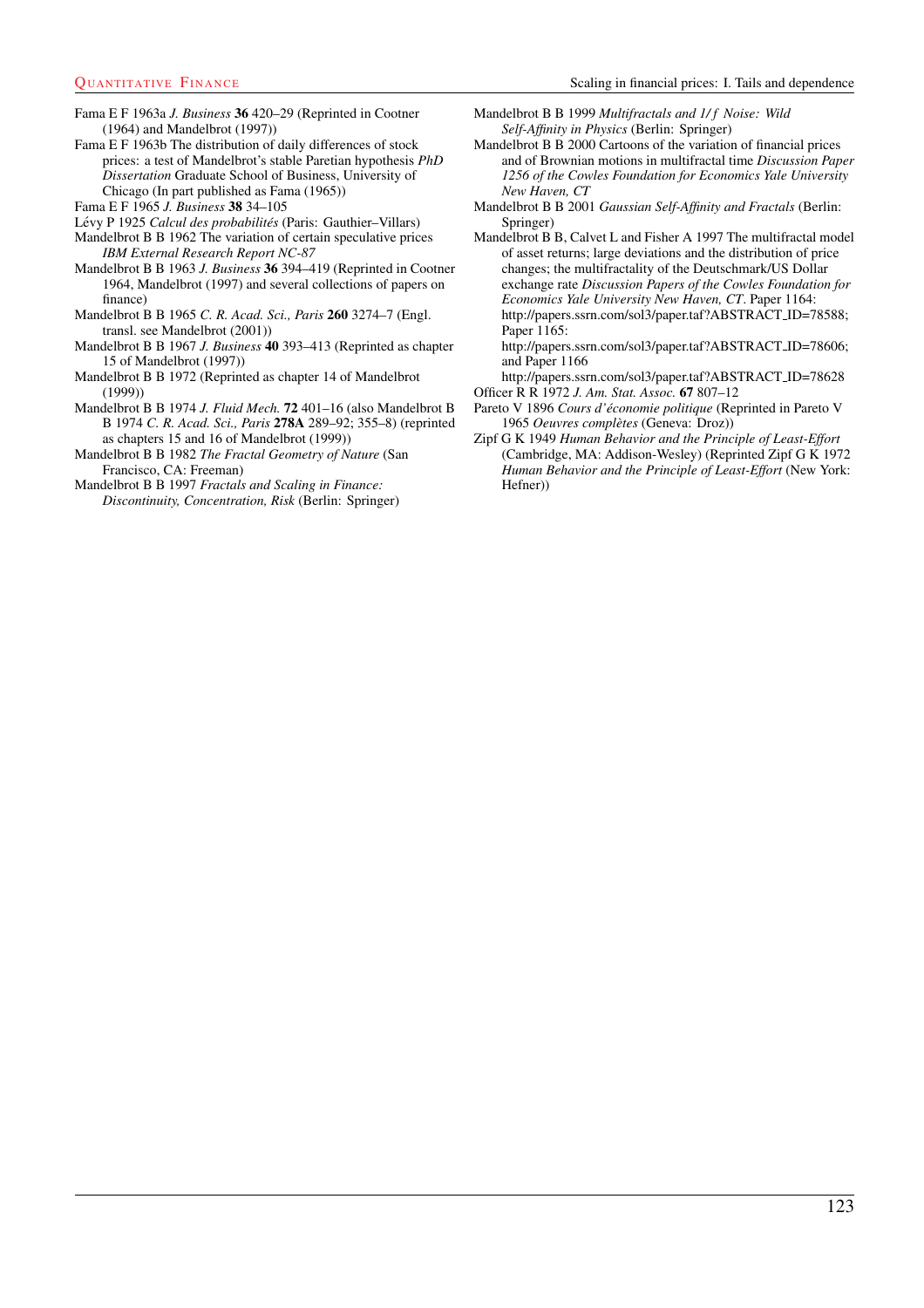Fama E F 1963a *J. Business* **36** 420–29 (Reprinted in Cootner (1964) and Mandelbrot (1997))

Fama E F 1963b The distribution of daily differences of stock prices: a test of Mandelbrot's stable Paretian hypothesis *PhD Dissertation* Graduate School of Business, University of Chicago (In part published as Fama (1965))

Fama E F 1965 *J. Business* **38** 34–105

Lévy P 1925 *Calcul des probabilités* (Paris: Gauthier–Villars)

Mandelbrot B B 1962 The variation of certain speculative prices *IBM External Research Report NC-87*

Mandelbrot B B 1963 *J. Business* **36** 394–419 (Reprinted in Cootner 1964, Mandelbrot (1997) and several collections of papers on finance)

Mandelbrot B B 1965 *C. R. Acad. Sci., Paris* **260** 3274–7 (Engl. transl. see Mandelbrot (2001))

Mandelbrot B B 1967 *J. Business* **40** 393–413 (Reprinted as chapter 15 of Mandelbrot (1997))

Mandelbrot B B 1972 (Reprinted as chapter 14 of Mandelbrot (1999))

Mandelbrot B B 1974 *J. Fluid Mech.* **72** 401–16 (also Mandelbrot B B 1974 *C. R. Acad. Sci., Paris* **278A** 289–92; 355–8) (reprinted as chapters 15 and 16 of Mandelbrot (1999))

Mandelbrot B B 1982 *The Fractal Geometry of Nature* (San Francisco, CA: Freeman)

Mandelbrot B B 1997 *Fractals and Scaling in Finance: Discontinuity, Concentration, Risk* (Berlin: Springer)

Mandelbrot B B 1999 *Multifractals and 1/f Noise: Wild Self-Affinity in Physics* (Berlin: Springer)

Mandelbrot B B 2000 Cartoons of the variation of financial prices and of Brownian motions in multifractal time *Discussion Paper 1256 of the Cowles Foundation for Economics Yale University New Haven, CT*

Mandelbrot B B 2001 *Gaussian Self-Affinity and Fractals* (Berlin: Springer)

Mandelbrot B B, Calvet L and Fisher A 1997 The multifractal model of asset returns; large deviations and the distribution of price changes; the multifractality of the Deutschmark/US Dollar exchange rate *Discussion Papers of the Cowles Foundation for Economics Yale University New Haven, CT*. Paper 1164: http://papers.ssrn.com/sol3/paper.taf?ABSTRACT_ID=78588; Paper 1165: http://papers.ssrn.com/sol3/paper.taf?ABSTRACT_ID=78606; and Paper 1166 http://papers.ssrn.com/sol3/paper.taf?ABSTRACT_ID=78628

Officer R R 1972 *J. Am. Stat. Assoc.* **67** 807–12

Pareto V 1896 *Cours d'économie politique* (Reprinted in Pareto V 1965 *Oeuvres complètes* (Geneva: Droz))

Zipf G K 1949 *Human Behavior and the Principle of Least-Effort* (Cambridge, MA: Addison-Wesley) (Reprinted Zipf G K 1972 *Human Behavior and the Principle of Least-Effort* (New York: Hefner))